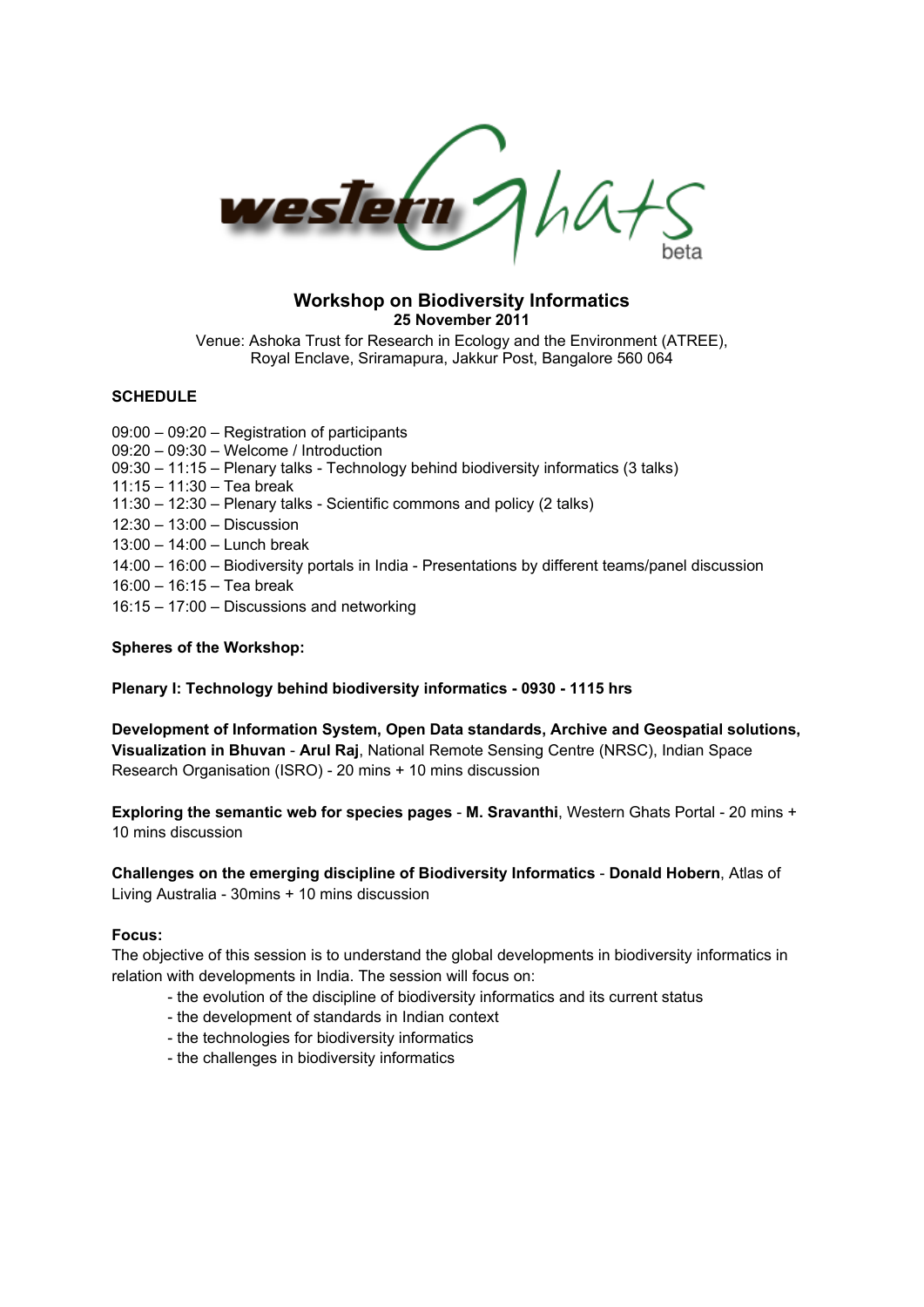# Workshop on Biodiversity Informatics

**25 November 2011**

Venue: Ashoka Trust for Research in Ecology and the Environment (ATREE), Royal Enclave, Sriramapura, Jakkur Post, Bangalore 560 064

## SCHEDULE

09:00 – 09:20 – Registration of participants
09:20 – 09:30 – Welcome / Introduction
09:30 – 11:15 – Plenary talks - Technology behind biodiversity informatics (3 talks)
11:15 – 11:30 – Tea break
11:30 – 12:30 – Plenary talks - Scientific commons and policy (2 talks)
12:30 – 13:00 – Discussion
13:00 – 14:00 – Lunch break
14:00 – 16:00 – Biodiversity portals in India - Presentations by different teams/panel discussion
16:00 – 16:15 – Tea break
16:15 – 17:00 – Discussions and networking

**Spheres of the Workshop:**

**Plenary I: Technology behind biodiversity informatics - 0930 - 1115 hrs**

**Development of Information System, Open Data standards, Archive and Geospatial solutions, Visualization in Bhuvan** - **Arul Raj**, National Remote Sensing Centre (NRSC), Indian Space Research Organisation (ISRO) - 20 mins + 10 mins discussion

**Exploring the semantic web for species pages** - **M. Sravanthi**, Western Ghats Portal - 20 mins + 10 mins discussion

**Challenges on the emerging discipline of Biodiversity Informatics** - **Donald Hobern**, Atlas of Living Australia - 30mins + 10 mins discussion

**Focus:**
The objective of this session is to understand the global developments in biodiversity informatics in relation with developments in India. The session will focus on:

- the evolution of the discipline of biodiversity informatics and its current status
- the development of standards in Indian context
- the technologies for biodiversity informatics
- the challenges in biodiversity informatics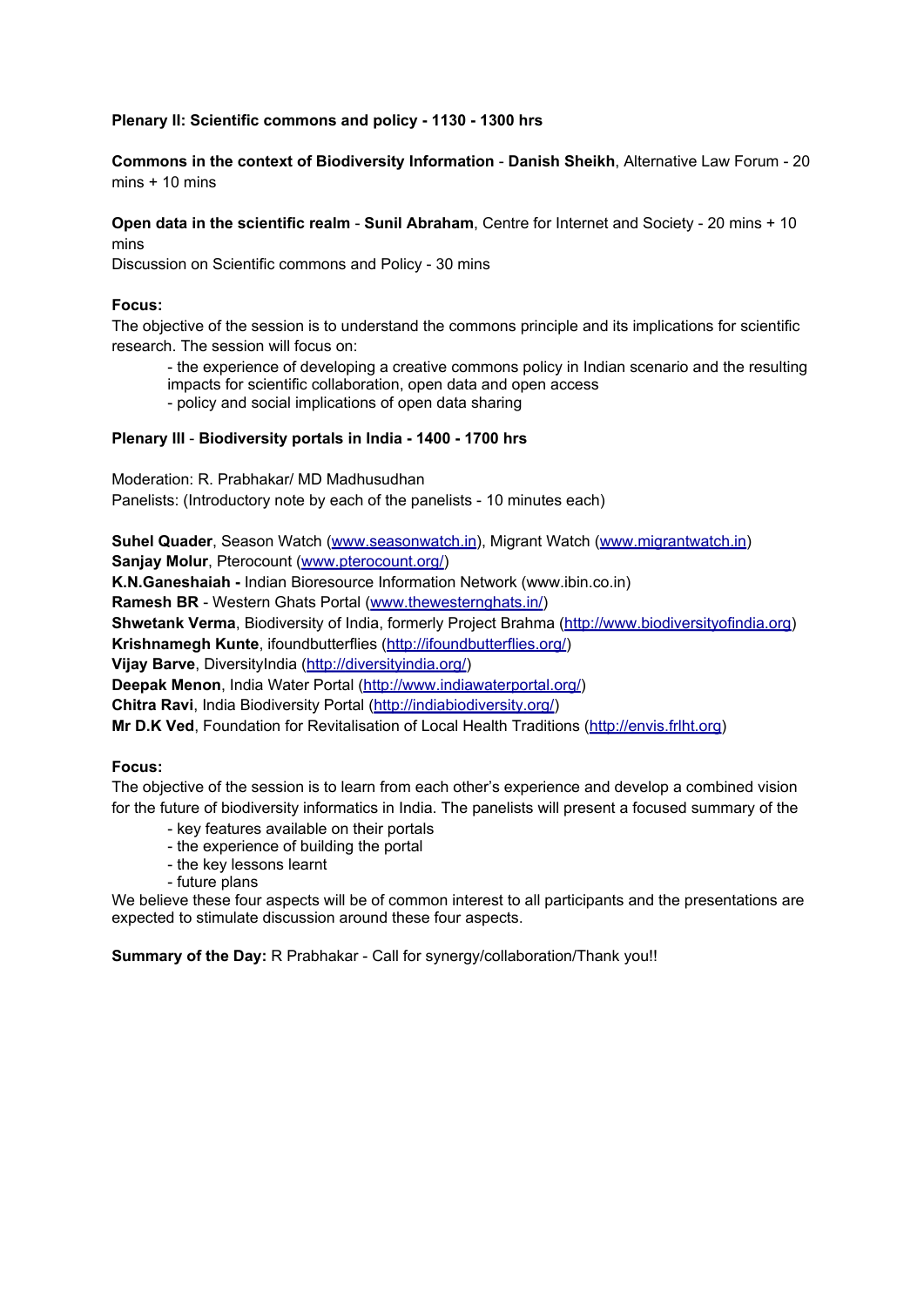**Plenary II: Scientific commons and policy - 1130 - 1300 hrs**

**Commons in the context of Biodiversity Information** - **Danish Sheikh**, Alternative Law Forum - 20 mins + 10 mins

**Open data in the scientific realm** - **Sunil Abraham**, Centre for Internet and Society - 20 mins + 10 mins

Discussion on Scientific commons and Policy - 30 mins

**Focus:**

The objective of the session is to understand the commons principle and its implications for scientific research. The session will focus on:

- the experience of developing a creative commons policy in Indian scenario and the resulting impacts for scientific collaboration, open data and open access
- policy and social implications of open data sharing

**Plenary III** - **Biodiversity portals in India - 1400 - 1700 hrs**

Moderation: R. Prabhakar/ MD Madhusudhan

Panelists: (Introductory note by each of the panelists - 10 minutes each)

**Suhel Quader**, Season Watch (www.seasonwatch.in), Migrant Watch (www.migrantwatch.in)
**Sanjay Molur**, Pterocount (www.pterocount.org/)
**K.N.Ganeshaiah -** Indian Bioresource Information Network (www.ibin.co.in)
**Ramesh BR** - Western Ghats Portal (www.thewesternghats.in/)
**Shwetank Verma**, Biodiversity of India, formerly Project Brahma (http://www.biodiversityofindia.org)
**Krishnamegh Kunte**, ifoundbutterflies (http://ifoundbutterflies.org/)
**Vijay Barve**, DiversityIndia (http://diversityindia.org/)
**Deepak Menon**, India Water Portal (http://www.indiawaterportal.org/)
**Chitra Ravi**, India Biodiversity Portal (http://indiabiodiversity.org/)
**Mr D.K Ved**, Foundation for Revitalisation of Local Health Traditions (http://envis.frlht.org)

**Focus:**

The objective of the session is to learn from each other's experience and develop a combined vision for the future of biodiversity informatics in India. The panelists will present a focused summary of the

- key features available on their portals
- the experience of building the portal
- the key lessons learnt
- future plans

We believe these four aspects will be of common interest to all participants and the presentations are expected to stimulate discussion around these four aspects.

**Summary of the Day:** R Prabhakar - Call for synergy/collaboration/Thank you!!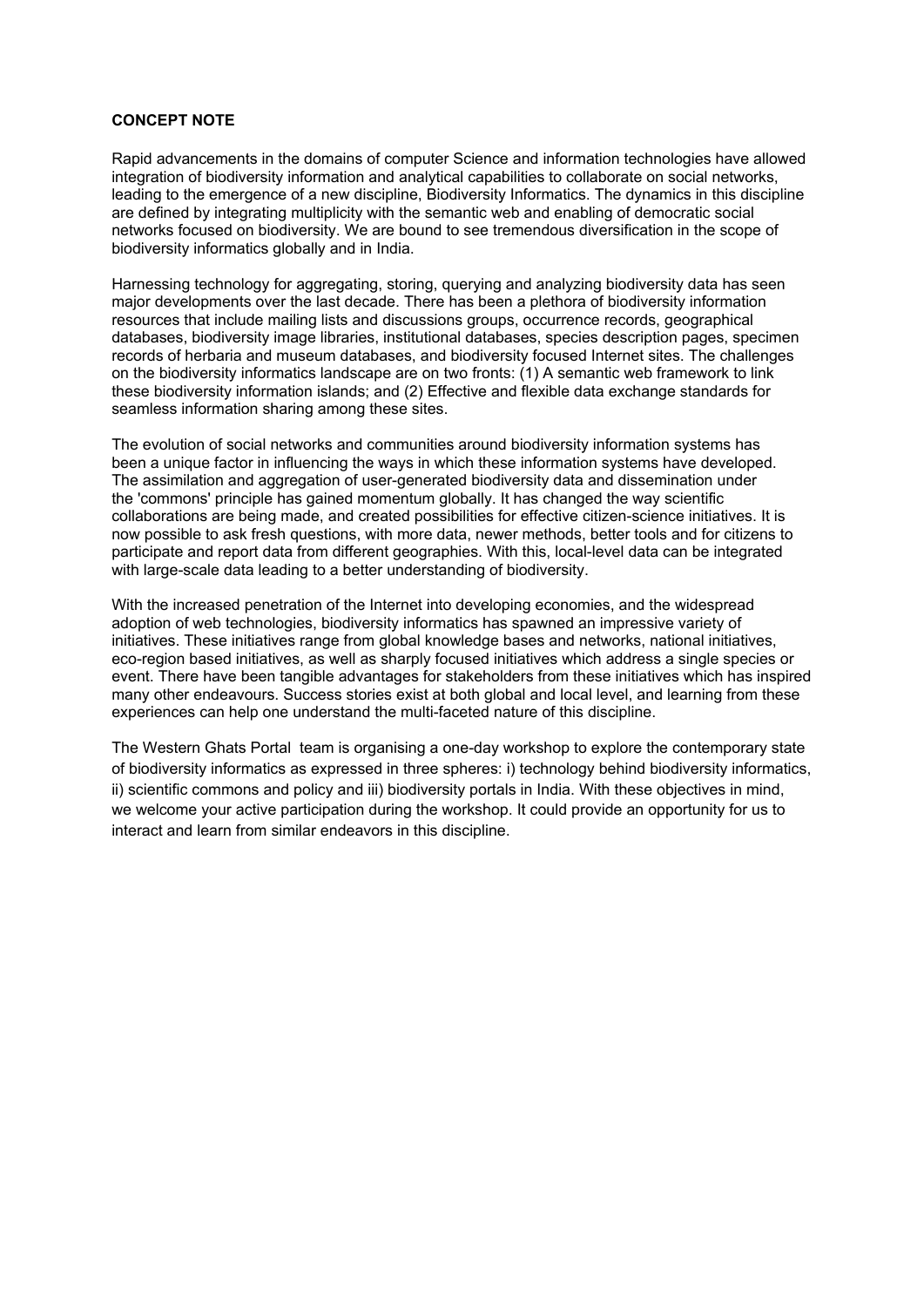**CONCEPT NOTE**

Rapid advancements in the domains of computer Science and information technologies have allowed integration of biodiversity information and analytical capabilities to collaborate on social networks, leading to the emergence of a new discipline, Biodiversity Informatics. The dynamics in this discipline are defined by integrating multiplicity with the semantic web and enabling of democratic social networks focused on biodiversity. We are bound to see tremendous diversification in the scope of biodiversity informatics globally and in India.

Harnessing technology for aggregating, storing, querying and analyzing biodiversity data has seen major developments over the last decade. There has been a plethora of biodiversity information resources that include mailing lists and discussions groups, occurrence records, geographical databases, biodiversity image libraries, institutional databases, species description pages, specimen records of herbaria and museum databases, and biodiversity focused Internet sites. The challenges on the biodiversity informatics landscape are on two fronts: (1) A semantic web framework to link these biodiversity information islands; and (2) Effective and flexible data exchange standards for seamless information sharing among these sites.

The evolution of social networks and communities around biodiversity information systems has been a unique factor in influencing the ways in which these information systems have developed. The assimilation and aggregation of user-generated biodiversity data and dissemination under the 'commons' principle has gained momentum globally. It has changed the way scientific collaborations are being made, and created possibilities for effective citizen-science initiatives. It is now possible to ask fresh questions, with more data, newer methods, better tools and for citizens to participate and report data from different geographies. With this, local-level data can be integrated with large-scale data leading to a better understanding of biodiversity.

With the increased penetration of the Internet into developing economies, and the widespread adoption of web technologies, biodiversity informatics has spawned an impressive variety of initiatives. These initiatives range from global knowledge bases and networks, national initiatives, eco-region based initiatives, as well as sharply focused initiatives which address a single species or event. There have been tangible advantages for stakeholders from these initiatives which has inspired many other endeavours. Success stories exist at both global and local level, and learning from these experiences can help one understand the multi-faceted nature of this discipline.

The Western Ghats Portal team is organising a one-day workshop to explore the contemporary state of biodiversity informatics as expressed in three spheres: i) technology behind biodiversity informatics, ii) scientific commons and policy and iii) biodiversity portals in India. With these objectives in mind, we welcome your active participation during the workshop. It could provide an opportunity for us to interact and learn from similar endeavors in this discipline.